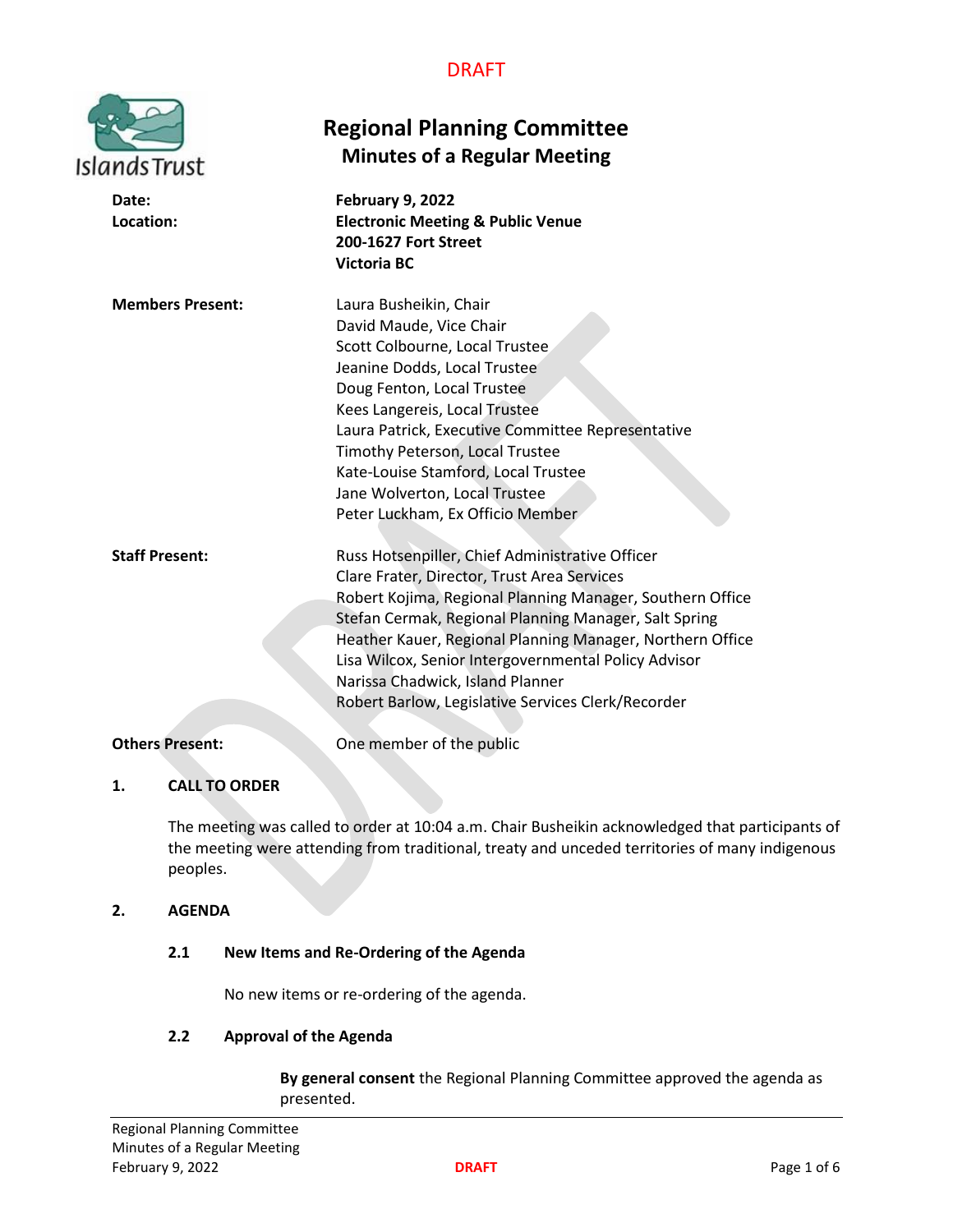DRAFT

# Regional Planning Committee
## Minutes of a Regular Meeting

| | |
|---|---|
| **Date:** | **February 9, 2022** |
| **Location:** | **Electronic Meeting & Public Venue**<br>**200-1627 Fort Street**<br>**Victoria BC** |
| **Members Present:** | Laura Busheikin, Chair<br>David Maude, Vice Chair<br>Scott Colbourne, Local Trustee<br>Jeanine Dodds, Local Trustee<br>Doug Fenton, Local Trustee<br>Kees Langereis, Local Trustee<br>Laura Patrick, Executive Committee Representative<br>Timothy Peterson, Local Trustee<br>Kate-Louise Stamford, Local Trustee<br>Jane Wolverton, Local Trustee<br>Peter Luckham, Ex Officio Member |
| **Staff Present:** | Russ Hotsenpiller, Chief Administrative Officer<br>Clare Frater, Director, Trust Area Services<br>Robert Kojima, Regional Planning Manager, Southern Office<br>Stefan Cermak, Regional Planning Manager, Salt Spring<br>Heather Kauer, Regional Planning Manager, Northern Office<br>Lisa Wilcox, Senior Intergovernmental Policy Advisor<br>Narissa Chadwick, Island Planner<br>Robert Barlow, Legislative Services Clerk/Recorder |
| **Others Present:** | One member of the public |

### 1. CALL TO ORDER

The meeting was called to order at 10:04 a.m. Chair Busheikin acknowledged that participants of the meeting were attending from traditional, treaty and unceded territories of many indigenous peoples.

### 2. AGENDA

#### 2.1 New Items and Re-Ordering of the Agenda

No new items or re-ordering of the agenda.

#### 2.2 Approval of the Agenda

**By general consent** the Regional Planning Committee approved the agenda as presented.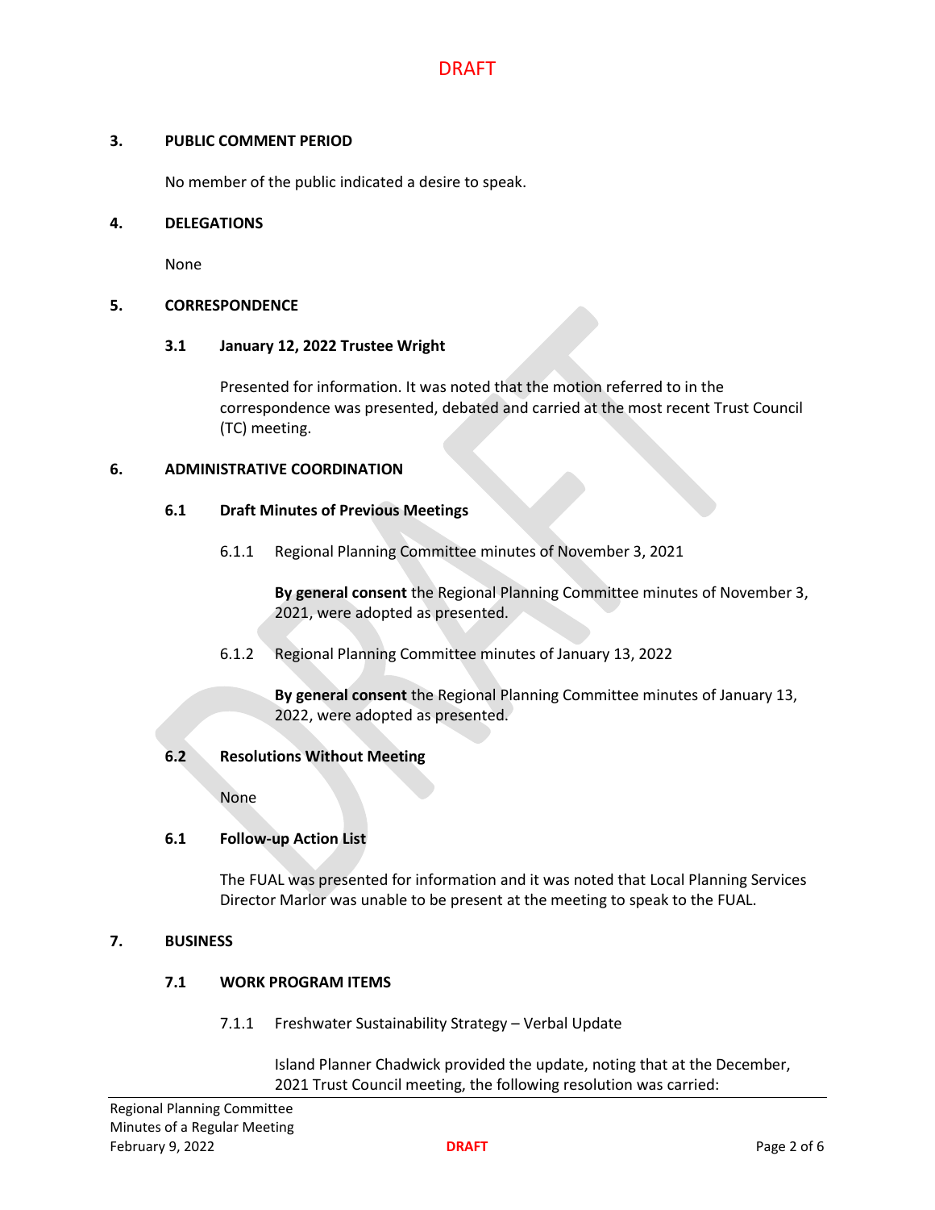### 3. PUBLIC COMMENT PERIOD

No member of the public indicated a desire to speak.

### 4. DELEGATIONS

None

### 5. CORRESPONDENCE

#### 3.1 January 12, 2022 Trustee Wright

Presented for information. It was noted that the motion referred to in the correspondence was presented, debated and carried at the most recent Trust Council (TC) meeting.

### 6. ADMINISTRATIVE COORDINATION

#### 6.1 Draft Minutes of Previous Meetings

6.1.1 Regional Planning Committee minutes of November 3, 2021

**By general consent** the Regional Planning Committee minutes of November 3, 2021, were adopted as presented.

6.1.2 Regional Planning Committee minutes of January 13, 2022

**By general consent** the Regional Planning Committee minutes of January 13, 2022, were adopted as presented.

#### 6.2 Resolutions Without Meeting

None

#### 6.1 Follow-up Action List

The FUAL was presented for information and it was noted that Local Planning Services Director Marlor was unable to be present at the meeting to speak to the FUAL.

### 7. BUSINESS

#### 7.1 WORK PROGRAM ITEMS

7.1.1 Freshwater Sustainability Strategy – Verbal Update

Island Planner Chadwick provided the update, noting that at the December, 2021 Trust Council meeting, the following resolution was carried: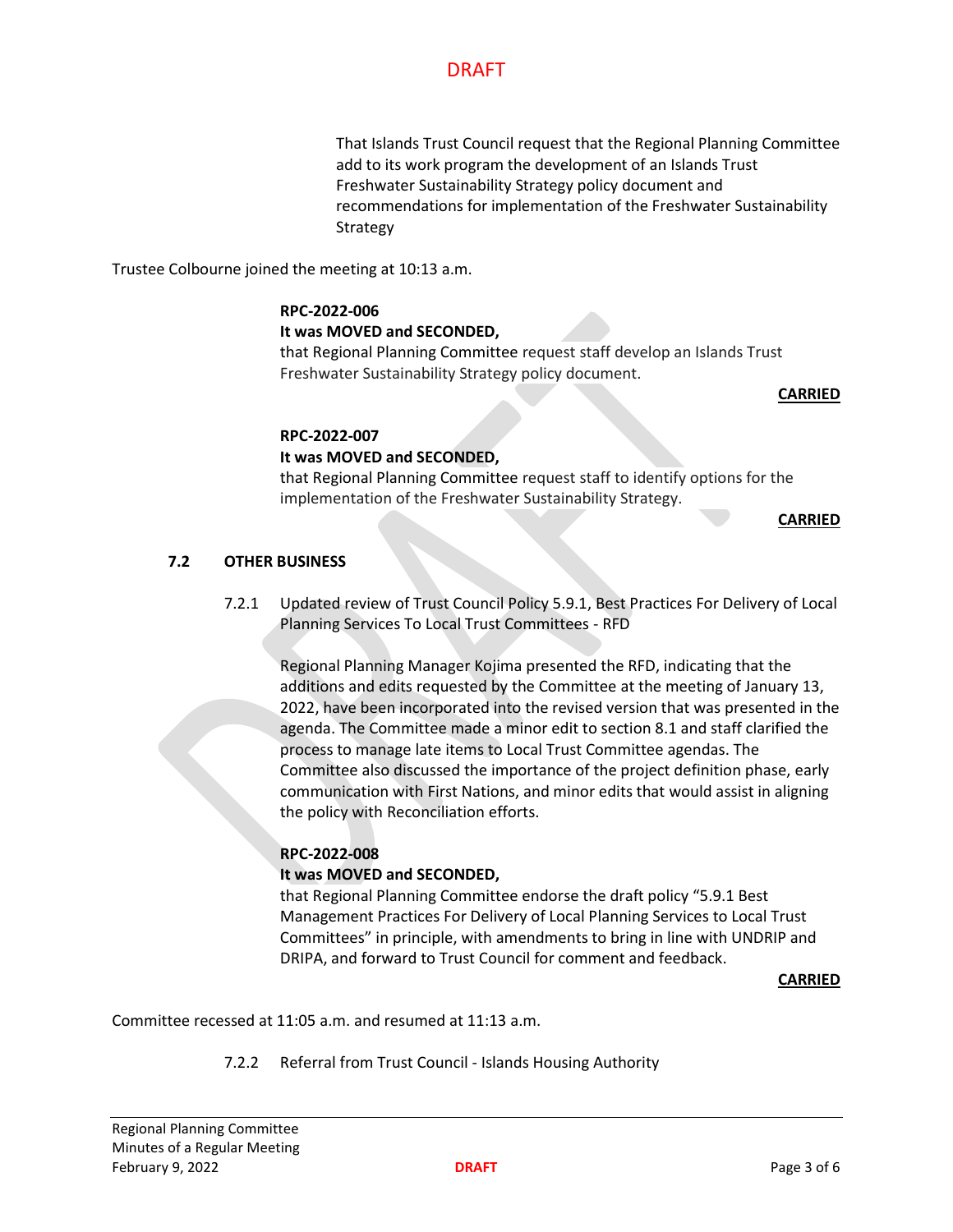That Islands Trust Council request that the Regional Planning Committee add to its work program the development of an Islands Trust Freshwater Sustainability Strategy policy document and recommendations for implementation of the Freshwater Sustainability Strategy

Trustee Colbourne joined the meeting at 10:13 a.m.

**RPC-2022-006**
**It was MOVED and SECONDED,**
that Regional Planning Committee request staff develop an Islands Trust Freshwater Sustainability Strategy policy document.

**CARRIED**

**RPC-2022-007**
**It was MOVED and SECONDED,**
that Regional Planning Committee request staff to identify options for the implementation of the Freshwater Sustainability Strategy.

**CARRIED**

### 7.2 OTHER BUSINESS

7.2.1 Updated review of Trust Council Policy 5.9.1, Best Practices For Delivery of Local Planning Services To Local Trust Committees - RFD

Regional Planning Manager Kojima presented the RFD, indicating that the additions and edits requested by the Committee at the meeting of January 13, 2022, have been incorporated into the revised version that was presented in the agenda. The Committee made a minor edit to section 8.1 and staff clarified the process to manage late items to Local Trust Committee agendas. The Committee also discussed the importance of the project definition phase, early communication with First Nations, and minor edits that would assist in aligning the policy with Reconciliation efforts.

**RPC-2022-008**
**It was MOVED and SECONDED,**
that Regional Planning Committee endorse the draft policy "5.9.1 Best Management Practices For Delivery of Local Planning Services to Local Trust Committees" in principle, with amendments to bring in line with UNDRIP and DRIPA, and forward to Trust Council for comment and feedback.

**CARRIED**

Committee recessed at 11:05 a.m. and resumed at 11:13 a.m.

7.2.2 Referral from Trust Council - Islands Housing Authority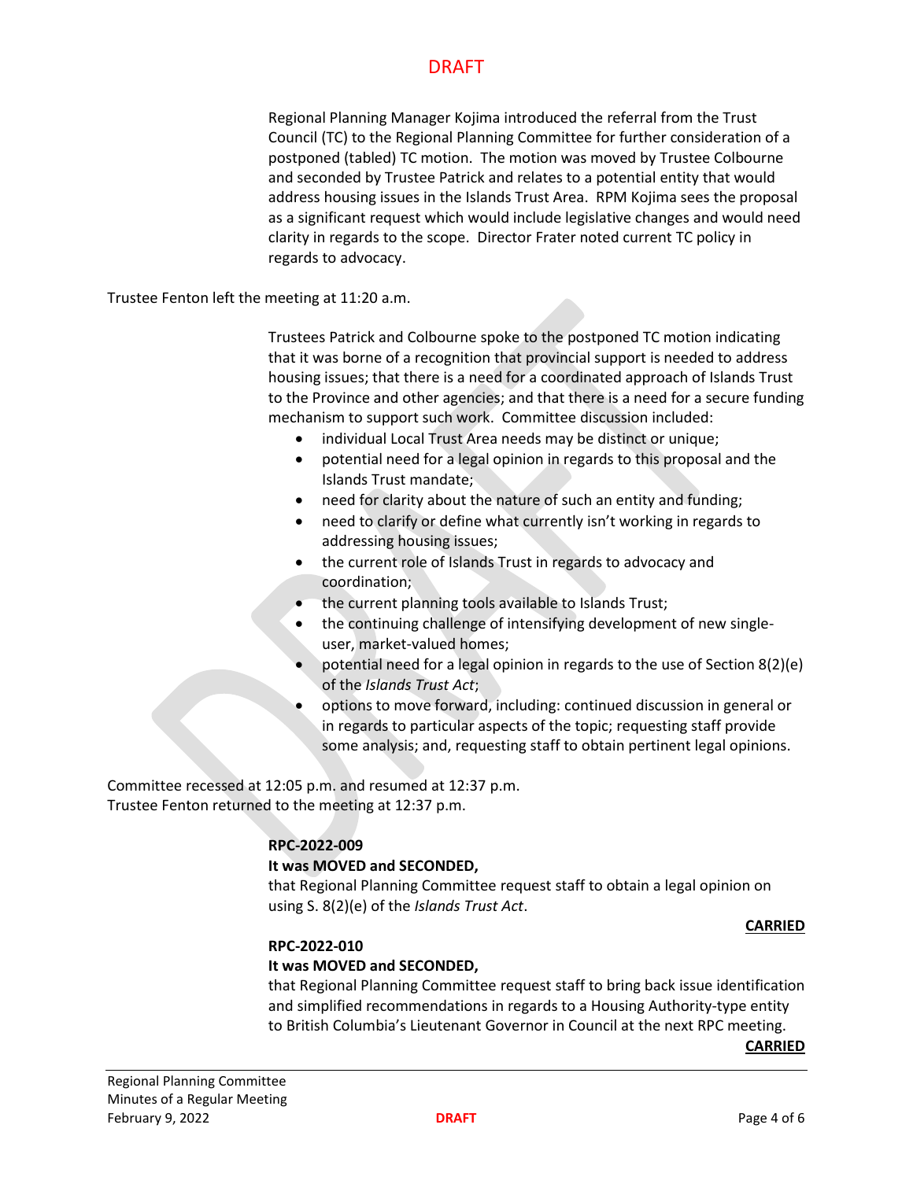Regional Planning Manager Kojima introduced the referral from the Trust Council (TC) to the Regional Planning Committee for further consideration of a postponed (tabled) TC motion. The motion was moved by Trustee Colbourne and seconded by Trustee Patrick and relates to a potential entity that would address housing issues in the Islands Trust Area. RPM Kojima sees the proposal as a significant request which would include legislative changes and would need clarity in regards to the scope. Director Frater noted current TC policy in regards to advocacy.

Trustee Fenton left the meeting at 11:20 a.m.

Trustees Patrick and Colbourne spoke to the postponed TC motion indicating that it was borne of a recognition that provincial support is needed to address housing issues; that there is a need for a coordinated approach of Islands Trust to the Province and other agencies; and that there is a need for a secure funding mechanism to support such work. Committee discussion included:

- individual Local Trust Area needs may be distinct or unique;
- potential need for a legal opinion in regards to this proposal and the Islands Trust mandate;
- need for clarity about the nature of such an entity and funding;
- need to clarify or define what currently isn't working in regards to addressing housing issues;
- the current role of Islands Trust in regards to advocacy and coordination;
- the current planning tools available to Islands Trust;
- the continuing challenge of intensifying development of new single-user, market-valued homes;
- potential need for a legal opinion in regards to the use of Section 8(2)(e) of the *Islands Trust Act*;
- options to move forward, including: continued discussion in general or in regards to particular aspects of the topic; requesting staff provide some analysis; and, requesting staff to obtain pertinent legal opinions.

Committee recessed at 12:05 p.m. and resumed at 12:37 p.m.
Trustee Fenton returned to the meeting at 12:37 p.m.

**RPC-2022-009**
**It was MOVED and SECONDED,**
that Regional Planning Committee request staff to obtain a legal opinion on using S. 8(2)(e) of the *Islands Trust Act*.

**CARRIED**

**RPC-2022-010**
**It was MOVED and SECONDED,**
that Regional Planning Committee request staff to bring back issue identification and simplified recommendations in regards to a Housing Authority-type entity to British Columbia's Lieutenant Governor in Council at the next RPC meeting.

**CARRIED**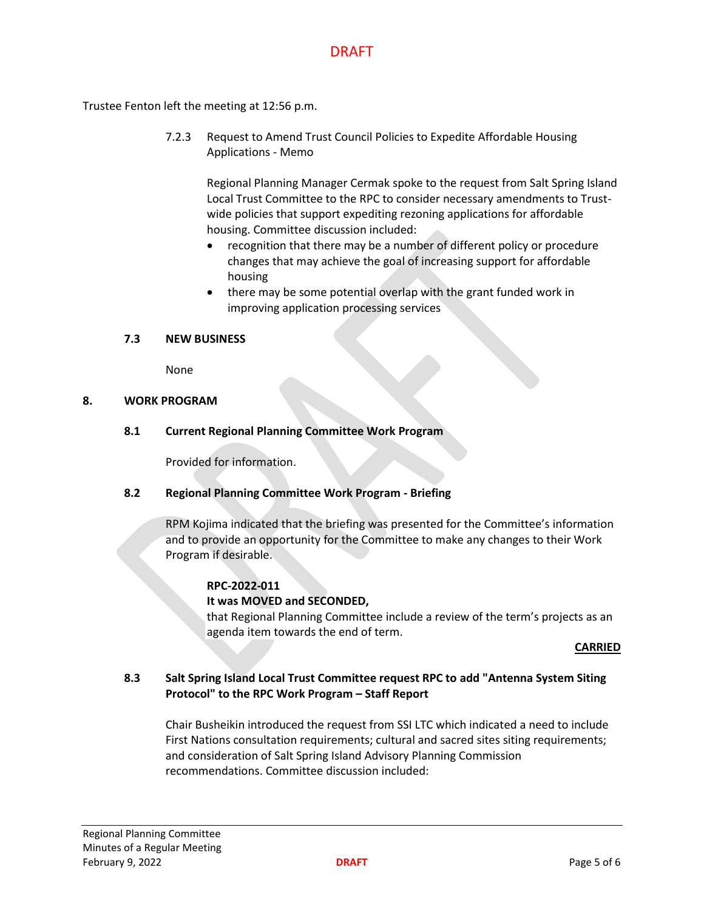Trustee Fenton left the meeting at 12:56 p.m.

7.2.3 Request to Amend Trust Council Policies to Expedite Affordable Housing Applications - Memo

Regional Planning Manager Cermak spoke to the request from Salt Spring Island Local Trust Committee to the RPC to consider necessary amendments to Trust-wide policies that support expediting rezoning applications for affordable housing. Committee discussion included:

- recognition that there may be a number of different policy or procedure changes that may achieve the goal of increasing support for affordable housing
- there may be some potential overlap with the grant funded work in improving application processing services

### 7.3 NEW BUSINESS

None

## 8. WORK PROGRAM

### 8.1 Current Regional Planning Committee Work Program

Provided for information.

### 8.2 Regional Planning Committee Work Program - Briefing

RPM Kojima indicated that the briefing was presented for the Committee's information and to provide an opportunity for the Committee to make any changes to their Work Program if desirable.

**RPC-2022-011**
**It was MOVED and SECONDED,**
that Regional Planning Committee include a review of the term's projects as an agenda item towards the end of term.

**CARRIED**

### 8.3 Salt Spring Island Local Trust Committee request RPC to add "Antenna System Siting Protocol" to the RPC Work Program – Staff Report

Chair Busheikin introduced the request from SSI LTC which indicated a need to include First Nations consultation requirements; cultural and sacred sites siting requirements; and consideration of Salt Spring Island Advisory Planning Commission recommendations. Committee discussion included: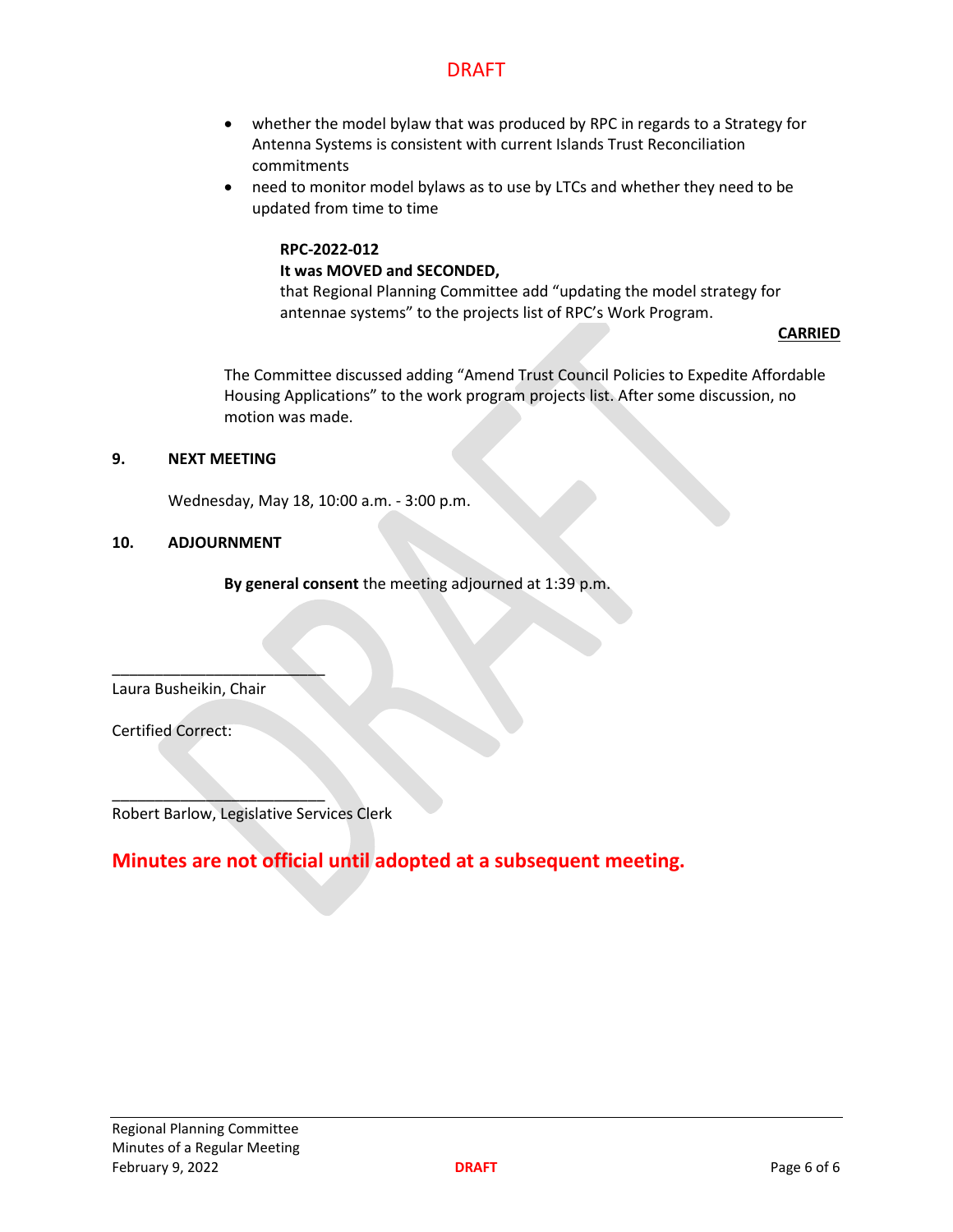DRAFT

- whether the model bylaw that was produced by RPC in regards to a Strategy for Antenna Systems is consistent with current Islands Trust Reconciliation commitments
- need to monitor model bylaws as to use by LTCs and whether they need to be updated from time to time

**RPC-2022-012**
**It was MOVED and SECONDED,**
that Regional Planning Committee add "updating the model strategy for antennae systems" to the projects list of RPC's Work Program.

**CARRIED**

The Committee discussed adding "Amend Trust Council Policies to Expedite Affordable Housing Applications" to the work program projects list. After some discussion, no motion was made.

## 9. NEXT MEETING

Wednesday, May 18, 10:00 a.m. - 3:00 p.m.

## 10. ADJOURNMENT

**By general consent** the meeting adjourned at 1:39 p.m.

\_\_\_\_\_\_\_\_\_\_\_\_\_\_\_\_\_\_\_\_\_\_\_\_\_\_
Laura Busheikin, Chair

Certified Correct:

\_\_\_\_\_\_\_\_\_\_\_\_\_\_\_\_\_\_\_\_\_\_\_\_\_\_
Robert Barlow, Legislative Services Clerk

**Minutes are not official until adopted at a subsequent meeting.**